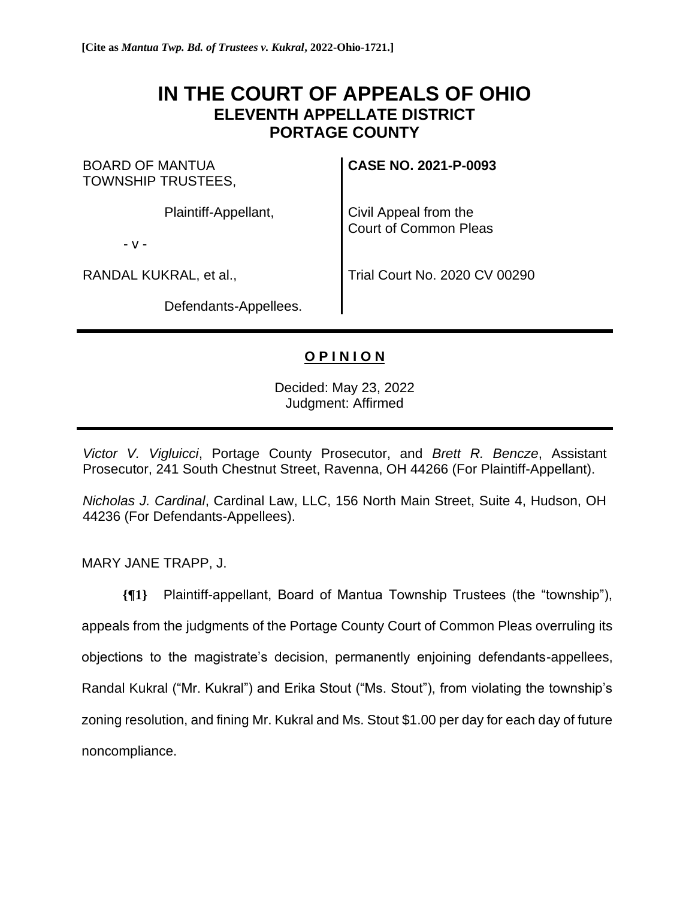**[Cite as *Mantua Twp. Bd. of Trustees v. Kukral*, 2022-Ohio-1721.]**

# IN THE COURT OF APPEALS OF OHIO
## ELEVENTH APPELLATE DISTRICT
## PORTAGE COUNTY

| | |
|---|---|
| BOARD OF MANTUA TOWNSHIP TRUSTEES, | **CASE NO. 2021-P-0093** |
| Plaintiff-Appellant, | Civil Appeal from the Court of Common Pleas |
| - v - | |
| RANDAL KUKRAL, et al., | Trial Court No. 2020 CV 00290 |
| Defendants-Appellees. | |

**O P I N I O N**

Decided: May 23, 2022
Judgment: Affirmed

*Victor V. Vigluicci*, Portage County Prosecutor, and *Brett R. Bencze*, Assistant Prosecutor, 241 South Chestnut Street, Ravenna, OH 44266 (For Plaintiff-Appellant).

*Nicholas J. Cardinal*, Cardinal Law, LLC, 156 North Main Street, Suite 4, Hudson, OH 44236 (For Defendants-Appellees).

MARY JANE TRAPP, J.

**{¶1}** Plaintiff-appellant, Board of Mantua Township Trustees (the "township"), appeals from the judgments of the Portage County Court of Common Pleas overruling its objections to the magistrate's decision, permanently enjoining defendants-appellees, Randal Kukral ("Mr. Kukral") and Erika Stout ("Ms. Stout"), from violating the township's zoning resolution, and fining Mr. Kukral and Ms. Stout $1.00 per day for each day of future noncompliance.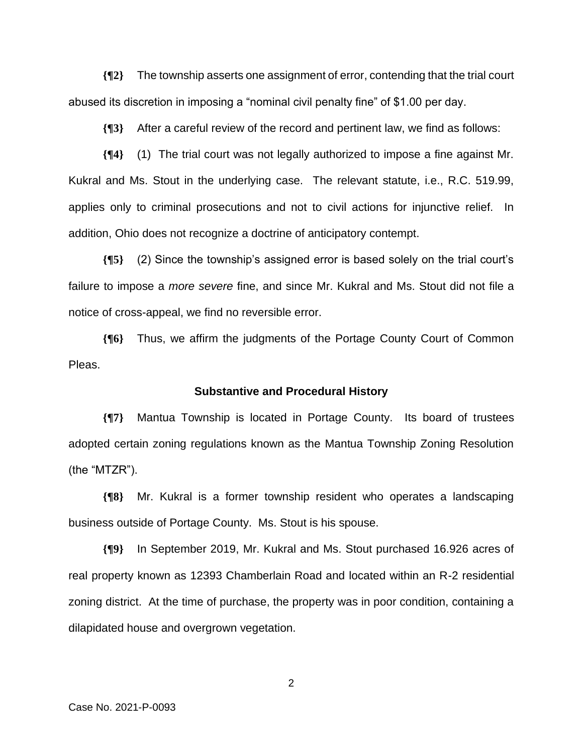**{¶2}** The township asserts one assignment of error, contending that the trial court abused its discretion in imposing a "nominal civil penalty fine" of $1.00 per day.

**{¶3}** After a careful review of the record and pertinent law, we find as follows:

**{¶4}** (1) The trial court was not legally authorized to impose a fine against Mr. Kukral and Ms. Stout in the underlying case. The relevant statute, i.e., R.C. 519.99, applies only to criminal prosecutions and not to civil actions for injunctive relief. In addition, Ohio does not recognize a doctrine of anticipatory contempt.

**{¶5}** (2) Since the township's assigned error is based solely on the trial court's failure to impose a *more severe* fine, and since Mr. Kukral and Ms. Stout did not file a notice of cross-appeal, we find no reversible error.

**{¶6}** Thus, we affirm the judgments of the Portage County Court of Common Pleas.

## Substantive and Procedural History

**{¶7}** Mantua Township is located in Portage County. Its board of trustees adopted certain zoning regulations known as the Mantua Township Zoning Resolution (the "MTZR").

**{¶8}** Mr. Kukral is a former township resident who operates a landscaping business outside of Portage County. Ms. Stout is his spouse.

**{¶9}** In September 2019, Mr. Kukral and Ms. Stout purchased 16.926 acres of real property known as 12393 Chamberlain Road and located within an R-2 residential zoning district. At the time of purchase, the property was in poor condition, containing a dilapidated house and overgrown vegetation.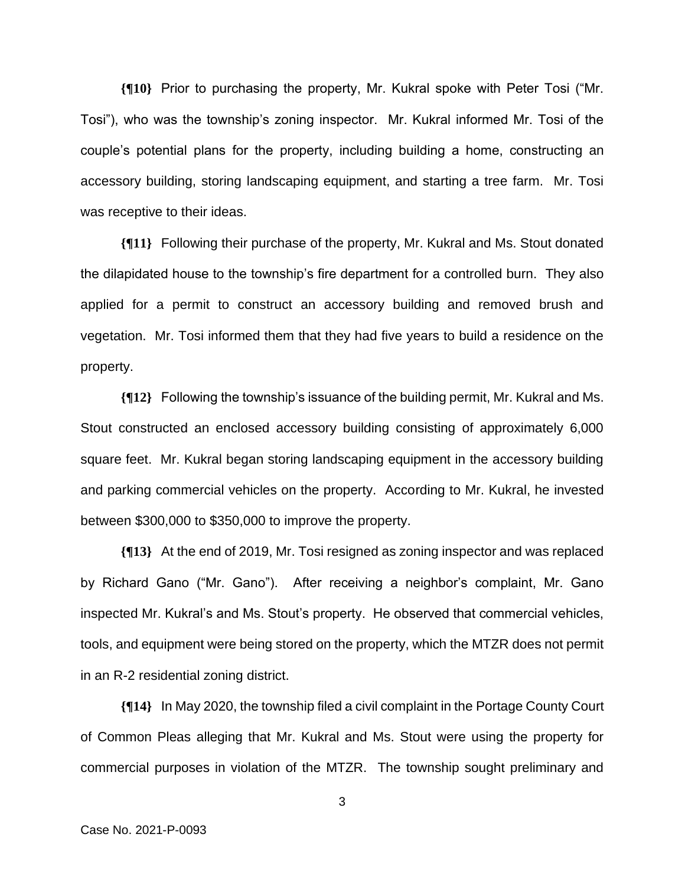**{¶10}** Prior to purchasing the property, Mr. Kukral spoke with Peter Tosi ("Mr. Tosi"), who was the township's zoning inspector. Mr. Kukral informed Mr. Tosi of the couple's potential plans for the property, including building a home, constructing an accessory building, storing landscaping equipment, and starting a tree farm. Mr. Tosi was receptive to their ideas.

**{¶11}** Following their purchase of the property, Mr. Kukral and Ms. Stout donated the dilapidated house to the township's fire department for a controlled burn. They also applied for a permit to construct an accessory building and removed brush and vegetation. Mr. Tosi informed them that they had five years to build a residence on the property.

**{¶12}** Following the township's issuance of the building permit, Mr. Kukral and Ms. Stout constructed an enclosed accessory building consisting of approximately 6,000 square feet. Mr. Kukral began storing landscaping equipment in the accessory building and parking commercial vehicles on the property. According to Mr. Kukral, he invested between $300,000 to $350,000 to improve the property.

**{¶13}** At the end of 2019, Mr. Tosi resigned as zoning inspector and was replaced by Richard Gano ("Mr. Gano"). After receiving a neighbor's complaint, Mr. Gano inspected Mr. Kukral's and Ms. Stout's property. He observed that commercial vehicles, tools, and equipment were being stored on the property, which the MTZR does not permit in an R-2 residential zoning district.

**{¶14}** In May 2020, the township filed a civil complaint in the Portage County Court of Common Pleas alleging that Mr. Kukral and Ms. Stout were using the property for commercial purposes in violation of the MTZR. The township sought preliminary and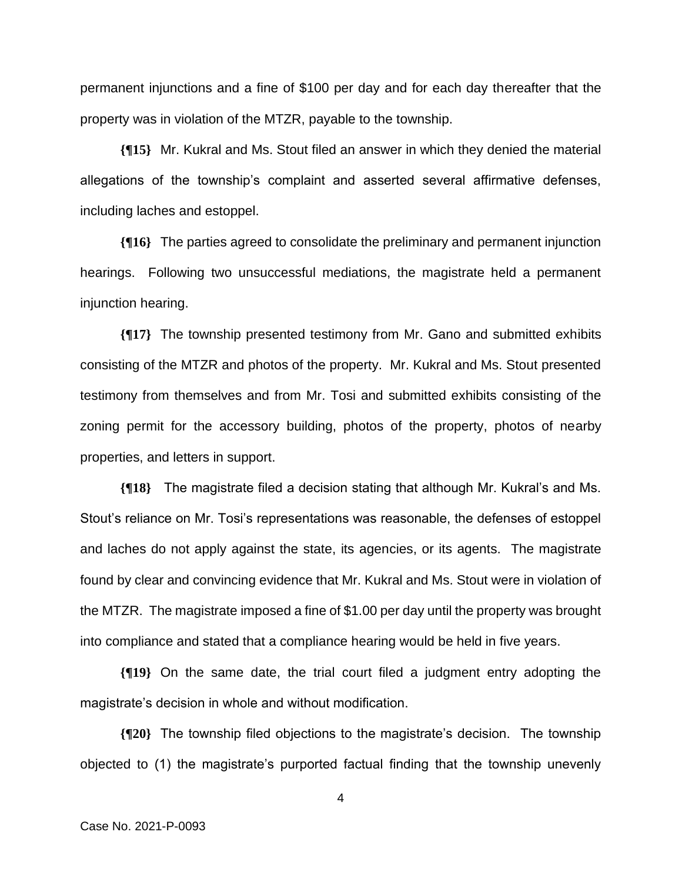permanent injunctions and a fine of $100 per day and for each day thereafter that the property was in violation of the MTZR, payable to the township.

**{¶15}** Mr. Kukral and Ms. Stout filed an answer in which they denied the material allegations of the township's complaint and asserted several affirmative defenses, including laches and estoppel.

**{¶16}** The parties agreed to consolidate the preliminary and permanent injunction hearings. Following two unsuccessful mediations, the magistrate held a permanent injunction hearing.

**{¶17}** The township presented testimony from Mr. Gano and submitted exhibits consisting of the MTZR and photos of the property. Mr. Kukral and Ms. Stout presented testimony from themselves and from Mr. Tosi and submitted exhibits consisting of the zoning permit for the accessory building, photos of the property, photos of nearby properties, and letters in support.

**{¶18}** The magistrate filed a decision stating that although Mr. Kukral's and Ms. Stout's reliance on Mr. Tosi's representations was reasonable, the defenses of estoppel and laches do not apply against the state, its agencies, or its agents. The magistrate found by clear and convincing evidence that Mr. Kukral and Ms. Stout were in violation of the MTZR. The magistrate imposed a fine of $1.00 per day until the property was brought into compliance and stated that a compliance hearing would be held in five years.

**{¶19}** On the same date, the trial court filed a judgment entry adopting the magistrate's decision in whole and without modification.

**{¶20}** The township filed objections to the magistrate's decision. The township objected to (1) the magistrate's purported factual finding that the township unevenly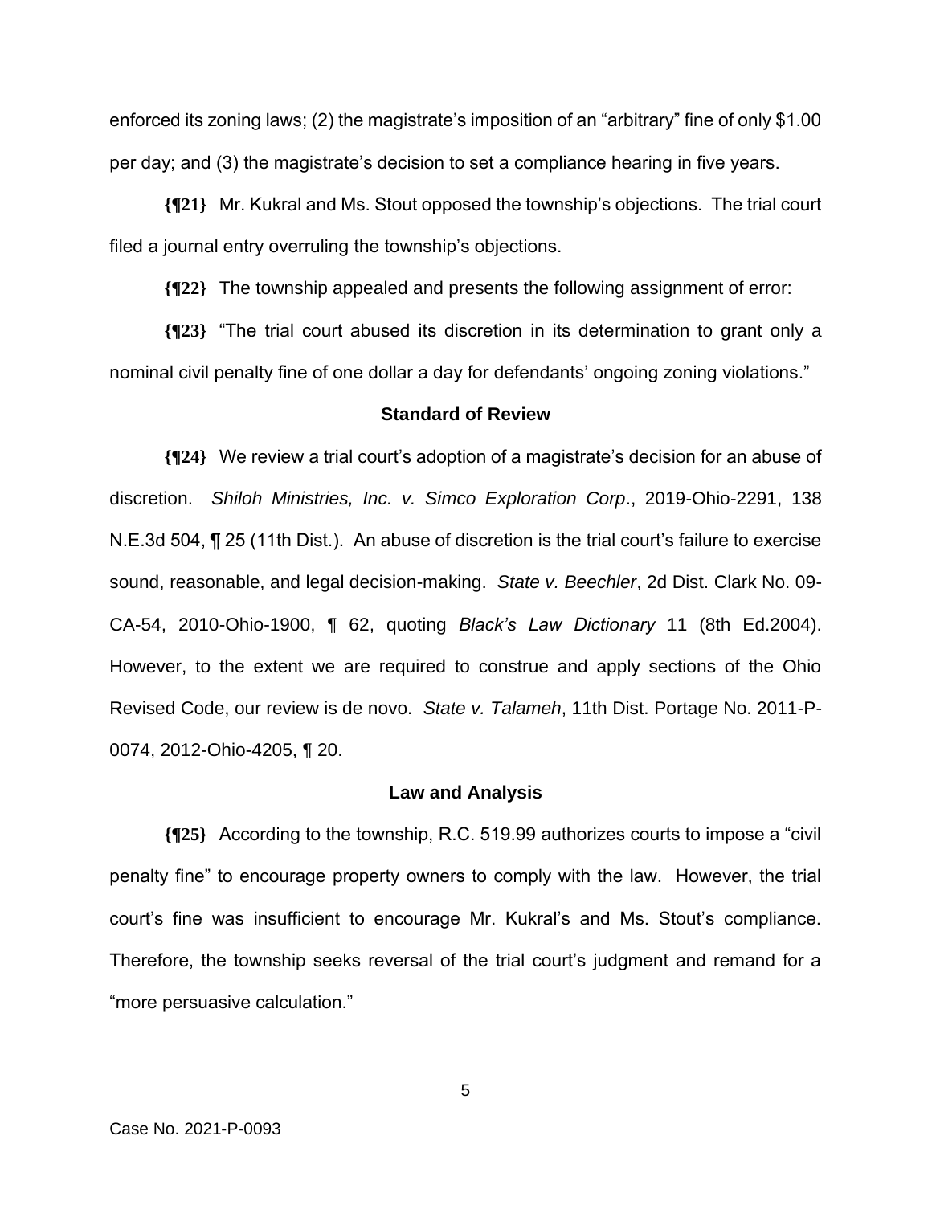enforced its zoning laws; (2) the magistrate's imposition of an "arbitrary" fine of only $1.00 per day; and (3) the magistrate's decision to set a compliance hearing in five years.

**{¶21}** Mr. Kukral and Ms. Stout opposed the township's objections. The trial court filed a journal entry overruling the township's objections.

**{¶22}** The township appealed and presents the following assignment of error:

**{¶23}** "The trial court abused its discretion in its determination to grant only a nominal civil penalty fine of one dollar a day for defendants' ongoing zoning violations."

### Standard of Review

**{¶24}** We review a trial court's adoption of a magistrate's decision for an abuse of discretion. *Shiloh Ministries, Inc. v. Simco Exploration Corp*., 2019-Ohio-2291, 138 N.E.3d 504, ¶ 25 (11th Dist.). An abuse of discretion is the trial court's failure to exercise sound, reasonable, and legal decision-making. *State v. Beechler*, 2d Dist. Clark No. 09-CA-54, 2010-Ohio-1900, ¶ 62, quoting *Black's Law Dictionary* 11 (8th Ed.2004). However, to the extent we are required to construe and apply sections of the Ohio Revised Code, our review is de novo. *State v. Talameh*, 11th Dist. Portage No. 2011-P-0074, 2012-Ohio-4205, ¶ 20.

### Law and Analysis

**{¶25}** According to the township, R.C. 519.99 authorizes courts to impose a "civil penalty fine" to encourage property owners to comply with the law. However, the trial court's fine was insufficient to encourage Mr. Kukral's and Ms. Stout's compliance. Therefore, the township seeks reversal of the trial court's judgment and remand for a "more persuasive calculation."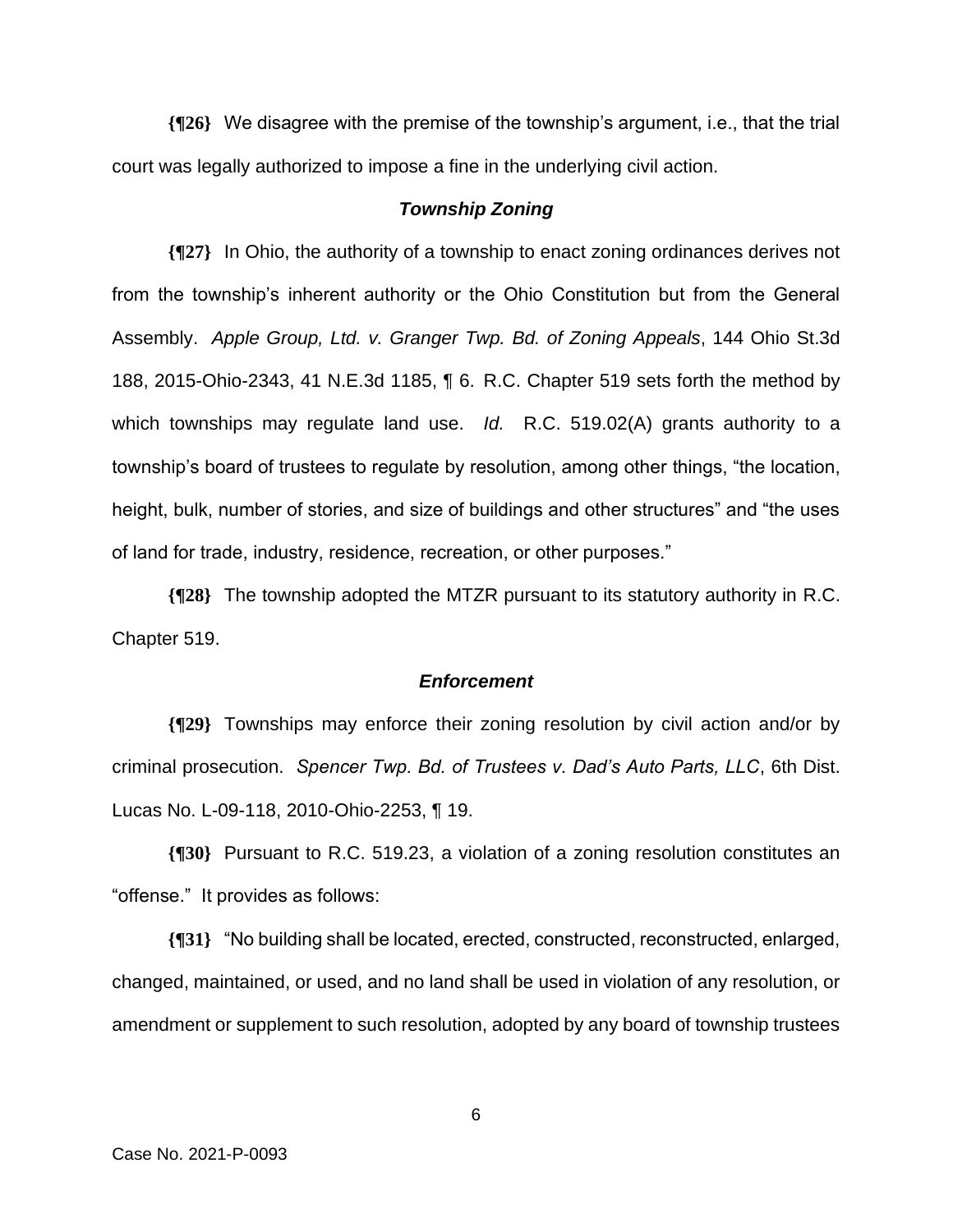**{¶26}** We disagree with the premise of the township's argument, i.e., that the trial court was legally authorized to impose a fine in the underlying civil action.

### *Township Zoning*

**{¶27}** In Ohio, the authority of a township to enact zoning ordinances derives not from the township's inherent authority or the Ohio Constitution but from the General Assembly. *Apple Group, Ltd. v. Granger Twp. Bd. of Zoning Appeals*, 144 Ohio St.3d 188, 2015-Ohio-2343, 41 N.E.3d 1185, ¶ 6. R.C. Chapter 519 sets forth the method by which townships may regulate land use. *Id.* R.C. 519.02(A) grants authority to a township's board of trustees to regulate by resolution, among other things, "the location, height, bulk, number of stories, and size of buildings and other structures" and "the uses of land for trade, industry, residence, recreation, or other purposes."

**{¶28}** The township adopted the MTZR pursuant to its statutory authority in R.C. Chapter 519.

### *Enforcement*

**{¶29}** Townships may enforce their zoning resolution by civil action and/or by criminal prosecution. *Spencer Twp. Bd. of Trustees v. Dad's Auto Parts, LLC*, 6th Dist. Lucas No. L-09-118, 2010-Ohio-2253, ¶ 19.

**{¶30}** Pursuant to R.C. 519.23, a violation of a zoning resolution constitutes an "offense." It provides as follows:

**{¶31}** "No building shall be located, erected, constructed, reconstructed, enlarged, changed, maintained, or used, and no land shall be used in violation of any resolution, or amendment or supplement to such resolution, adopted by any board of township trustees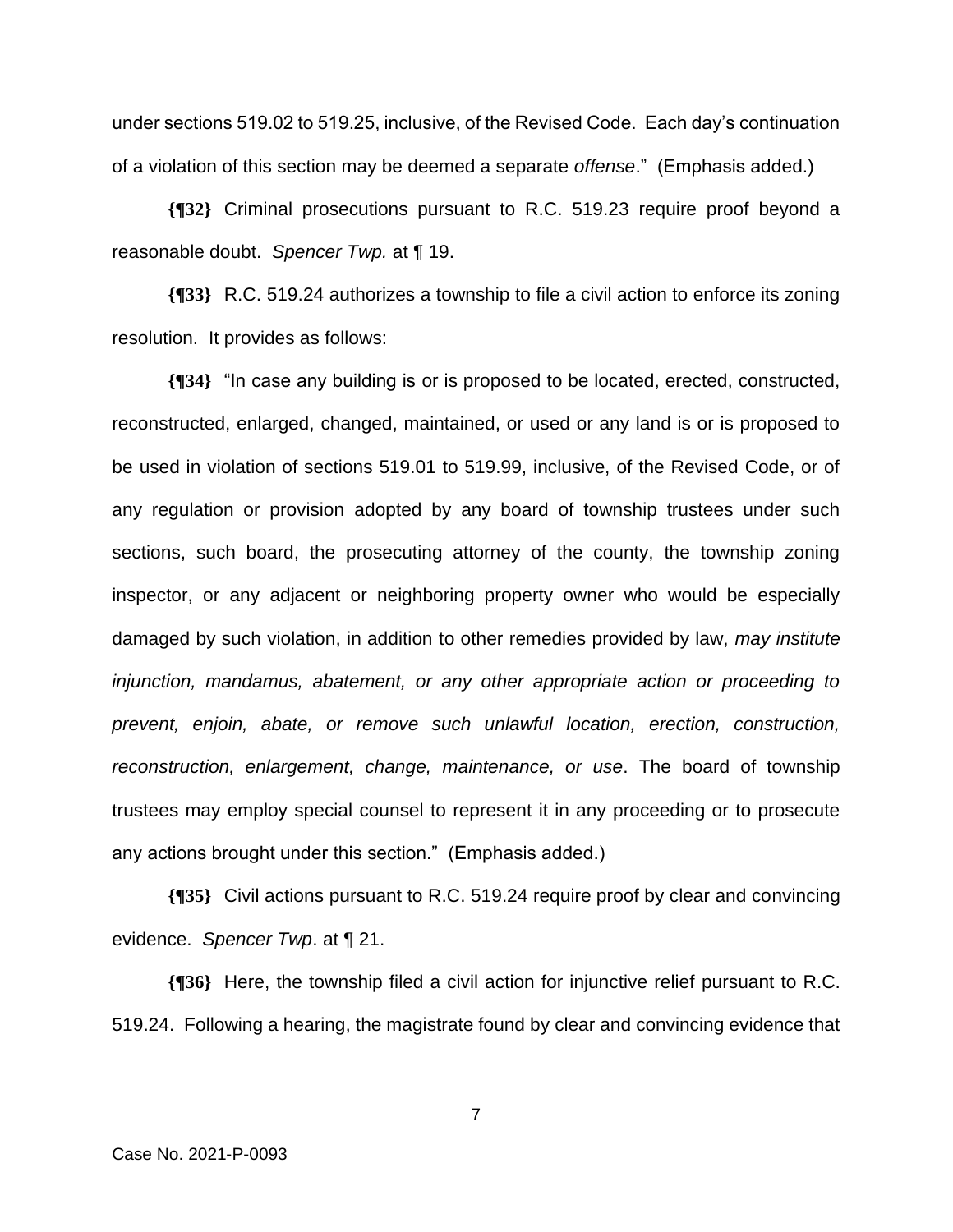under sections 519.02 to 519.25, inclusive, of the Revised Code. Each day's continuation of a violation of this section may be deemed a separate *offense*." (Emphasis added.)

**{¶32}** Criminal prosecutions pursuant to R.C. 519.23 require proof beyond a reasonable doubt. *Spencer Twp.* at ¶ 19.

**{¶33}** R.C. 519.24 authorizes a township to file a civil action to enforce its zoning resolution. It provides as follows:

**{¶34}** "In case any building is or is proposed to be located, erected, constructed, reconstructed, enlarged, changed, maintained, or used or any land is or is proposed to be used in violation of sections 519.01 to 519.99, inclusive, of the Revised Code, or of any regulation or provision adopted by any board of township trustees under such sections, such board, the prosecuting attorney of the county, the township zoning inspector, or any adjacent or neighboring property owner who would be especially damaged by such violation, in addition to other remedies provided by law, *may institute injunction, mandamus, abatement, or any other appropriate action or proceeding to prevent, enjoin, abate, or remove such unlawful location, erection, construction, reconstruction, enlargement, change, maintenance, or use*. The board of township trustees may employ special counsel to represent it in any proceeding or to prosecute any actions brought under this section." (Emphasis added.)

**{¶35}** Civil actions pursuant to R.C. 519.24 require proof by clear and convincing evidence. *Spencer Twp*. at ¶ 21.

**{¶36}** Here, the township filed a civil action for injunctive relief pursuant to R.C. 519.24. Following a hearing, the magistrate found by clear and convincing evidence that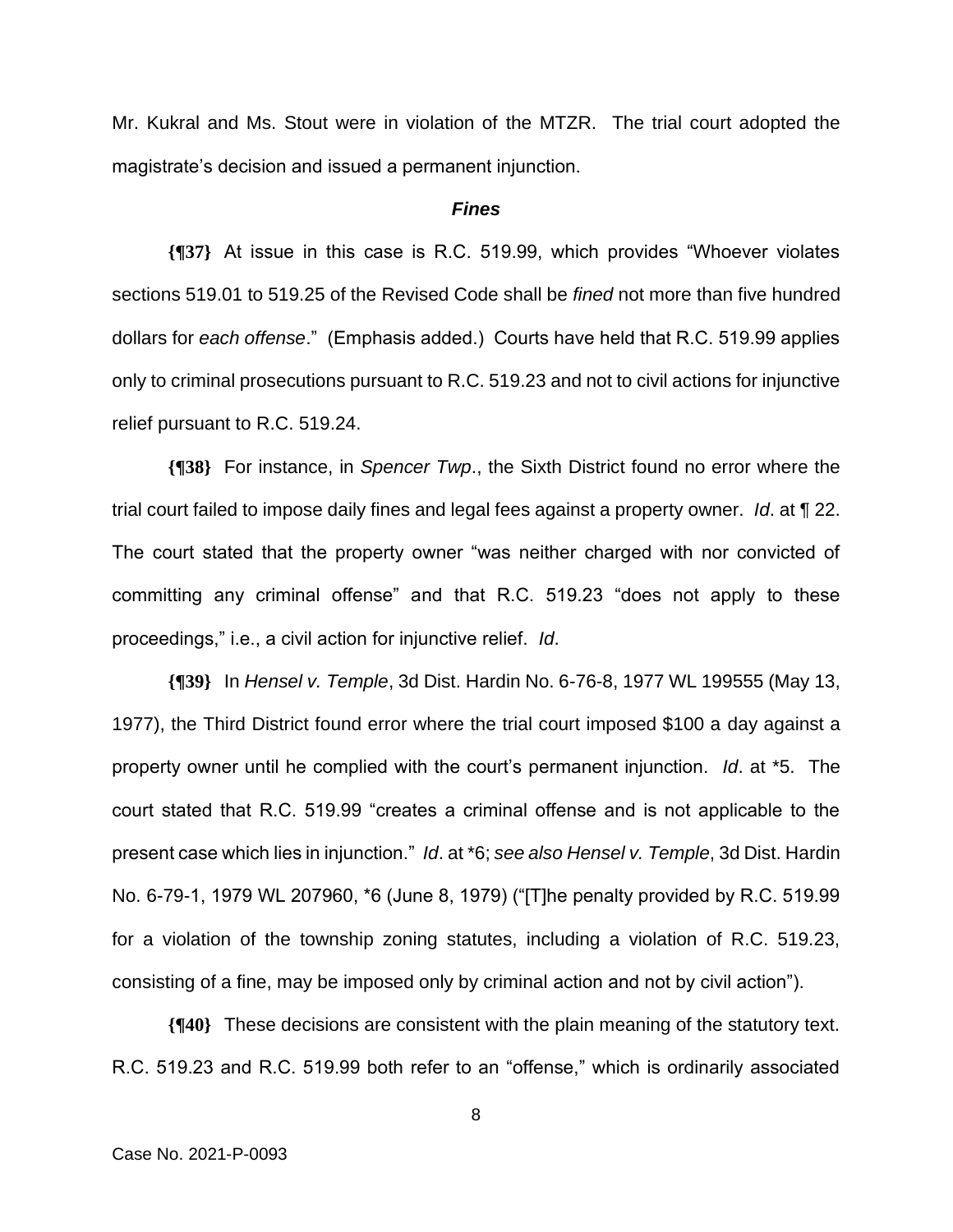Mr. Kukral and Ms. Stout were in violation of the MTZR. The trial court adopted the magistrate's decision and issued a permanent injunction.

### *Fines*

**{¶37}** At issue in this case is R.C. 519.99, which provides "Whoever violates sections 519.01 to 519.25 of the Revised Code shall be *fined* not more than five hundred dollars for *each offense*." (Emphasis added.) Courts have held that R.C. 519.99 applies only to criminal prosecutions pursuant to R.C. 519.23 and not to civil actions for injunctive relief pursuant to R.C. 519.24.

**{¶38}** For instance, in *Spencer Twp*., the Sixth District found no error where the trial court failed to impose daily fines and legal fees against a property owner. *Id*. at ¶ 22. The court stated that the property owner "was neither charged with nor convicted of committing any criminal offense" and that R.C. 519.23 "does not apply to these proceedings," i.e., a civil action for injunctive relief. *Id*.

**{¶39}** In *Hensel v. Temple*, 3d Dist. Hardin No. 6-76-8, 1977 WL 199555 (May 13, 1977), the Third District found error where the trial court imposed $100 a day against a property owner until he complied with the court's permanent injunction. *Id*. at *5. The court stated that R.C. 519.99 "creates a criminal offense and is not applicable to the present case which lies in injunction." *Id*. at *6; *see also Hensel v. Temple*, 3d Dist. Hardin No. 6-79-1, 1979 WL 207960, *6 (June 8, 1979) ("[T]he penalty provided by R.C. 519.99 for a violation of the township zoning statutes, including a violation of R.C. 519.23, consisting of a fine, may be imposed only by criminal action and not by civil action").

**{¶40}** These decisions are consistent with the plain meaning of the statutory text. R.C. 519.23 and R.C. 519.99 both refer to an "offense," which is ordinarily associated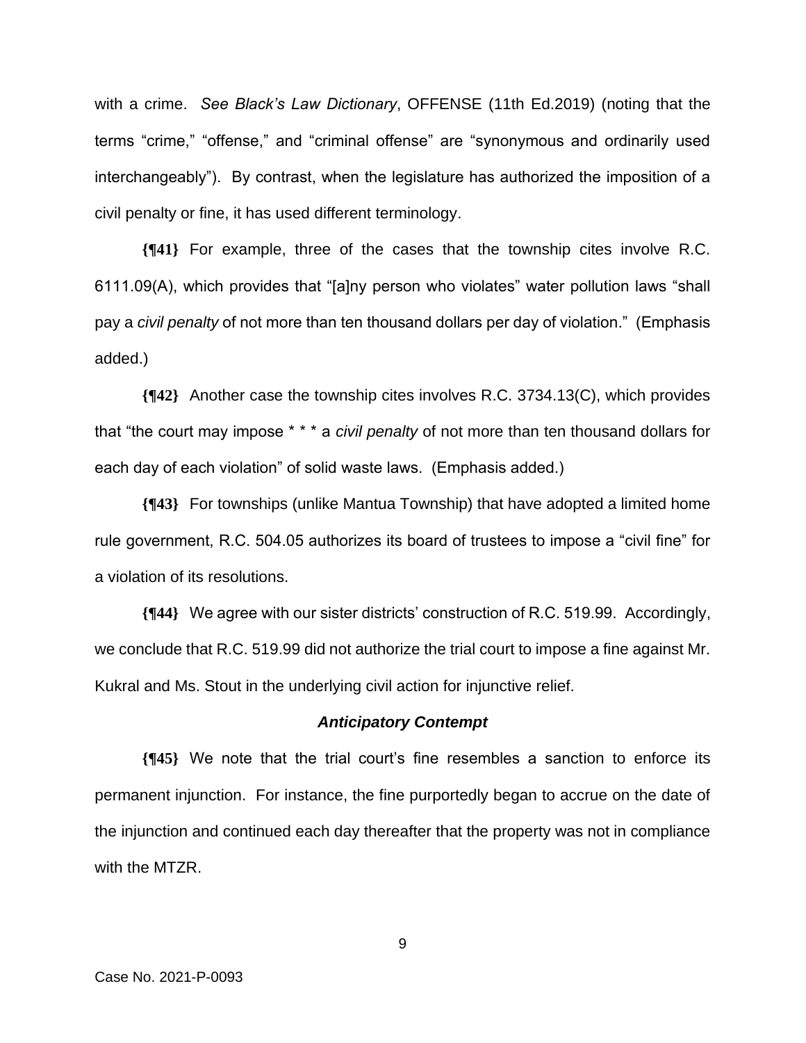with a crime. *See Black's Law Dictionary*, OFFENSE (11th Ed.2019) (noting that the terms "crime," "offense," and "criminal offense" are "synonymous and ordinarily used interchangeably"). By contrast, when the legislature has authorized the imposition of a civil penalty or fine, it has used different terminology.

**{¶41}** For example, three of the cases that the township cites involve R.C. 6111.09(A), which provides that "[a]ny person who violates" water pollution laws "shall pay a *civil penalty* of not more than ten thousand dollars per day of violation." (Emphasis added.)

**{¶42}** Another case the township cites involves R.C. 3734.13(C), which provides that "the court may impose * * * a *civil penalty* of not more than ten thousand dollars for each day of each violation" of solid waste laws. (Emphasis added.)

**{¶43}** For townships (unlike Mantua Township) that have adopted a limited home rule government, R.C. 504.05 authorizes its board of trustees to impose a "civil fine" for a violation of its resolutions.

**{¶44}** We agree with our sister districts' construction of R.C. 519.99. Accordingly, we conclude that R.C. 519.99 did not authorize the trial court to impose a fine against Mr. Kukral and Ms. Stout in the underlying civil action for injunctive relief.

### ***Anticipatory Contempt***

**{¶45}** We note that the trial court's fine resembles a sanction to enforce its permanent injunction. For instance, the fine purportedly began to accrue on the date of the injunction and continued each day thereafter that the property was not in compliance with the MTZR.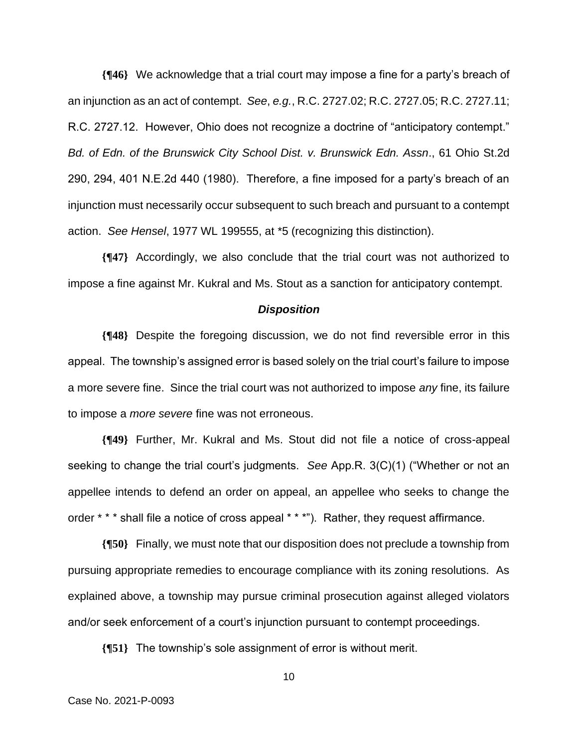**{¶46}** We acknowledge that a trial court may impose a fine for a party's breach of an injunction as an act of contempt. *See*, *e.g.*, R.C. 2727.02; R.C. 2727.05; R.C. 2727.11; R.C. 2727.12. However, Ohio does not recognize a doctrine of "anticipatory contempt." *Bd. of Edn. of the Brunswick City School Dist. v. Brunswick Edn. Assn*., 61 Ohio St.2d 290, 294, 401 N.E.2d 440 (1980). Therefore, a fine imposed for a party's breach of an injunction must necessarily occur subsequent to such breach and pursuant to a contempt action. *See Hensel*, 1977 WL 199555, at *5 (recognizing this distinction).

**{¶47}** Accordingly, we also conclude that the trial court was not authorized to impose a fine against Mr. Kukral and Ms. Stout as a sanction for anticipatory contempt.

### *Disposition*

**{¶48}** Despite the foregoing discussion, we do not find reversible error in this appeal. The township's assigned error is based solely on the trial court's failure to impose a more severe fine. Since the trial court was not authorized to impose *any* fine, its failure to impose a *more severe* fine was not erroneous.

**{¶49}** Further, Mr. Kukral and Ms. Stout did not file a notice of cross-appeal seeking to change the trial court's judgments. *See* App.R. 3(C)(1) ("Whether or not an appellee intends to defend an order on appeal, an appellee who seeks to change the order * * * shall file a notice of cross appeal * * *"). Rather, they request affirmance.

**{¶50}** Finally, we must note that our disposition does not preclude a township from pursuing appropriate remedies to encourage compliance with its zoning resolutions. As explained above, a township may pursue criminal prosecution against alleged violators and/or seek enforcement of a court's injunction pursuant to contempt proceedings.

**{¶51}** The township's sole assignment of error is without merit.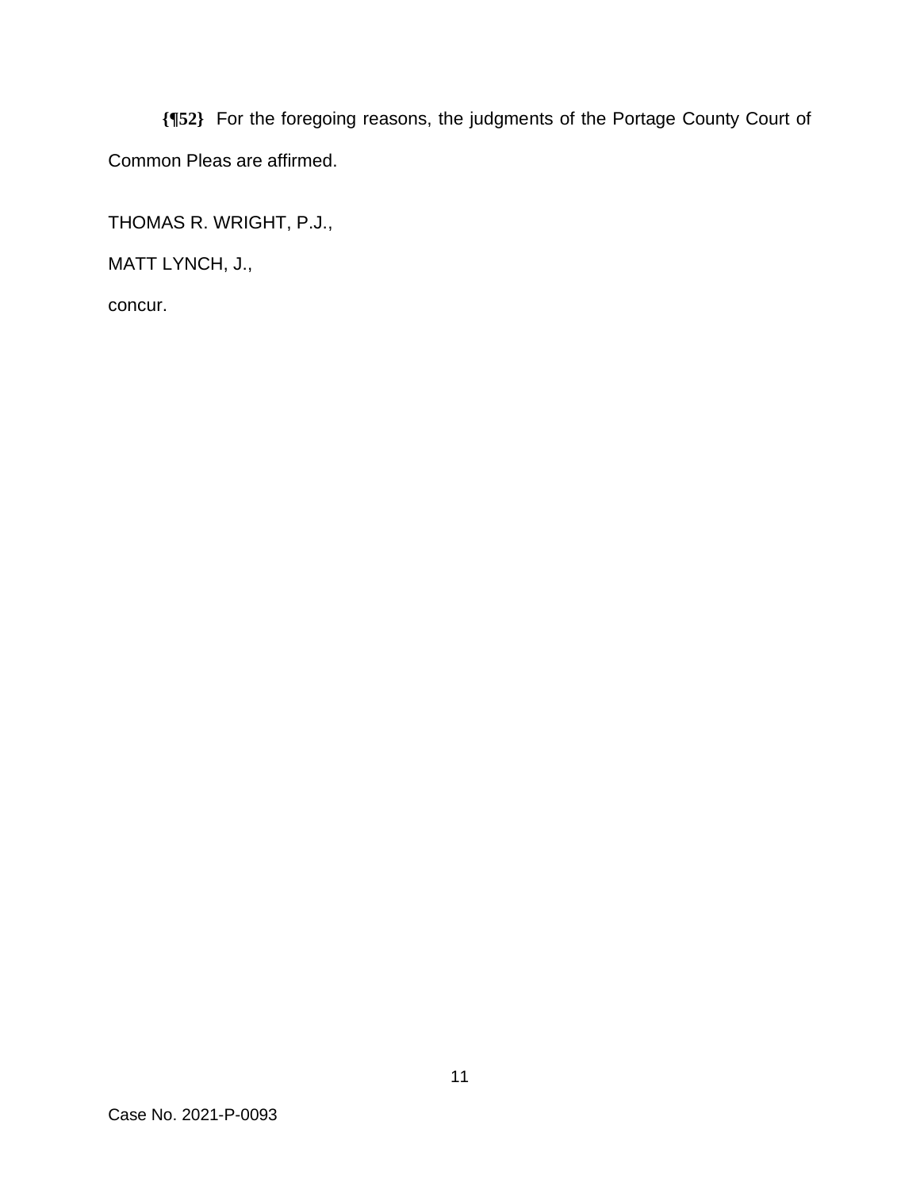**{¶52}** For the foregoing reasons, the judgments of the Portage County Court of Common Pleas are affirmed.

THOMAS R. WRIGHT, P.J.,

MATT LYNCH, J.,

concur.